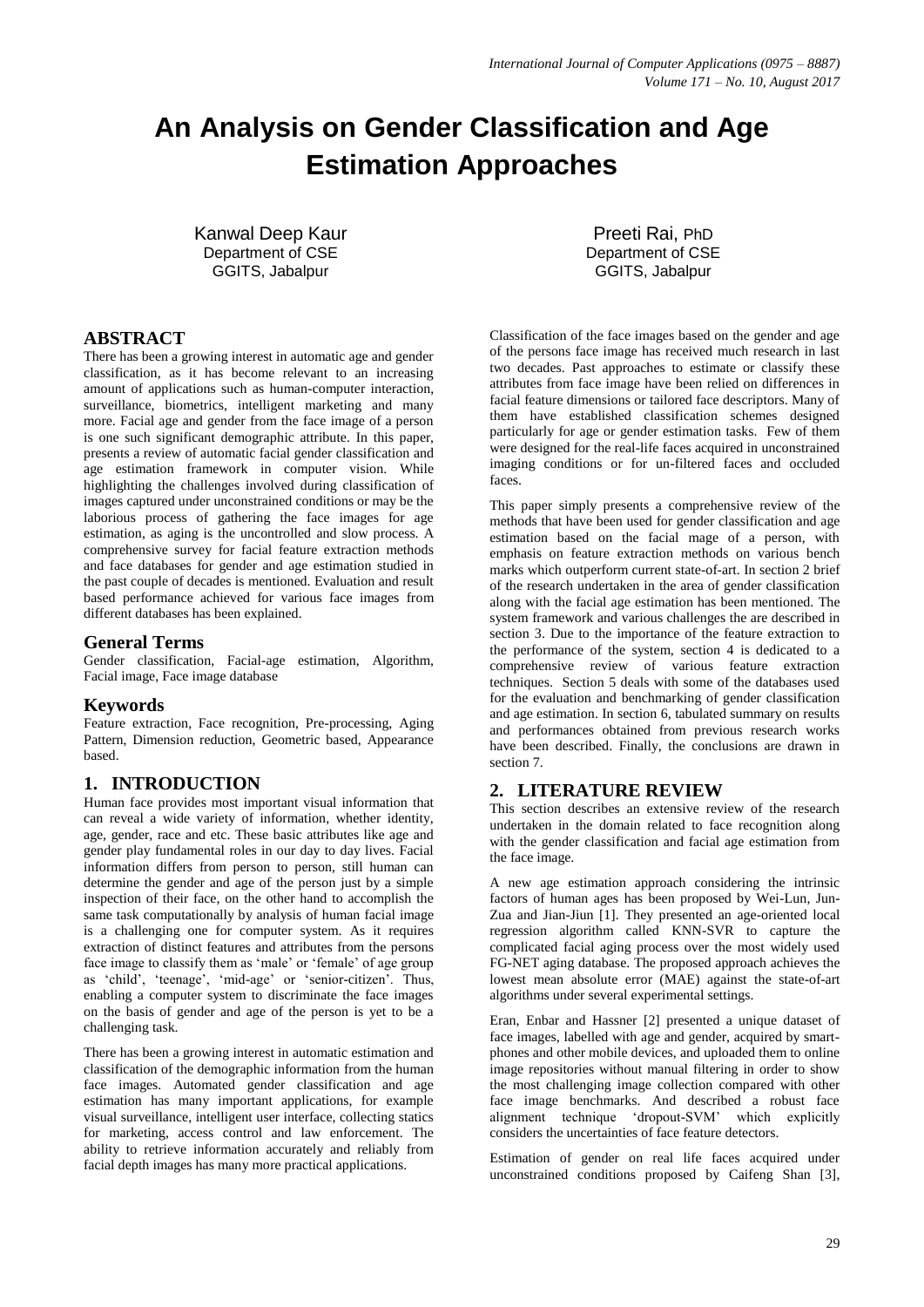# An Analysis on Gender Classification and Age Estimation Approaches

Kanwal Deep Kaur
Department of CSE
GGITS, Jabalpur

Preeti Rai, PhD
Department of CSE
GGITS, Jabalpur

## ABSTRACT

There has been a growing interest in automatic age and gender classification, as it has become relevant to an increasing amount of applications such as human-computer interaction, surveillance, biometrics, intelligent marketing and many more. Facial age and gender from the face image of a person is one such significant demographic attribute. In this paper, presents a review of automatic facial gender classification and age estimation framework in computer vision. While highlighting the challenges involved during classification of images captured under unconstrained conditions or may be the laborious process of gathering the face images for age estimation, as aging is the uncontrolled and slow process. A comprehensive survey for facial feature extraction methods and face databases for gender and age estimation studied in the past couple of decades is mentioned. Evaluation and result based performance achieved for various face images from different databases has been explained.

## General Terms

Gender classification, Facial-age estimation, Algorithm, Facial image, Face image database

## Keywords

Feature extraction, Face recognition, Pre-processing, Aging Pattern, Dimension reduction, Geometric based, Appearance based.

## 1. INTRODUCTION

Human face provides most important visual information that can reveal a wide variety of information, whether identity, age, gender, race and etc. These basic attributes like age and gender play fundamental roles in our day to day lives. Facial information differs from person to person, still human can determine the gender and age of the person just by a simple inspection of their face, on the other hand to accomplish the same task computationally by analysis of human facial image is a challenging one for computer system. As it requires extraction of distinct features and attributes from the persons face image to classify them as 'male' or 'female' of age group as 'child', 'teenage', 'mid-age' or 'senior-citizen'. Thus, enabling a computer system to discriminate the face images on the basis of gender and age of the person is yet to be a challenging task.

There has been a growing interest in automatic estimation and classification of the demographic information from the human face images. Automated gender classification and age estimation has many important applications, for example visual surveillance, intelligent user interface, collecting statics for marketing, access control and law enforcement. The ability to retrieve information accurately and reliably from facial depth images has many more practical applications.

Classification of the face images based on the gender and age of the persons face image has received much research in last two decades. Past approaches to estimate or classify these attributes from face image have been relied on differences in facial feature dimensions or tailored face descriptors. Many of them have established classification schemes designed particularly for age or gender estimation tasks. Few of them were designed for the real-life faces acquired in unconstrained imaging conditions or for un-filtered faces and occluded faces.

This paper simply presents a comprehensive review of the methods that have been used for gender classification and age estimation based on the facial mage of a person, with emphasis on feature extraction methods on various bench marks which outperform current state-of-art. In section 2 brief of the research undertaken in the area of gender classification along with the facial age estimation has been mentioned. The system framework and various challenges the are described in section 3. Due to the importance of the feature extraction to the performance of the system, section 4 is dedicated to a comprehensive review of various feature extraction techniques. Section 5 deals with some of the databases used for the evaluation and benchmarking of gender classification and age estimation. In section 6, tabulated summary on results and performances obtained from previous research works have been described. Finally, the conclusions are drawn in section 7.

## 2. LITERATURE REVIEW

This section describes an extensive review of the research undertaken in the domain related to face recognition along with the gender classification and facial age estimation from the face image.

A new age estimation approach considering the intrinsic factors of human ages has been proposed by Wei-Lun, Jun-Zua and Jian-Jiun [1]. They presented an age-oriented local regression algorithm called KNN-SVR to capture the complicated facial aging process over the most widely used FG-NET aging database. The proposed approach achieves the lowest mean absolute error (MAE) against the state-of-art algorithms under several experimental settings.

Eran, Enbar and Hassner [2] presented a unique dataset of face images, labelled with age and gender, acquired by smart-phones and other mobile devices, and uploaded them to online image repositories without manual filtering in order to show the most challenging image collection compared with other face image benchmarks. And described a robust face alignment technique 'dropout-SVM' which explicitly considers the uncertainties of face feature detectors.

Estimation of gender on real life faces acquired under unconstrained conditions proposed by Caifeng Shan [3],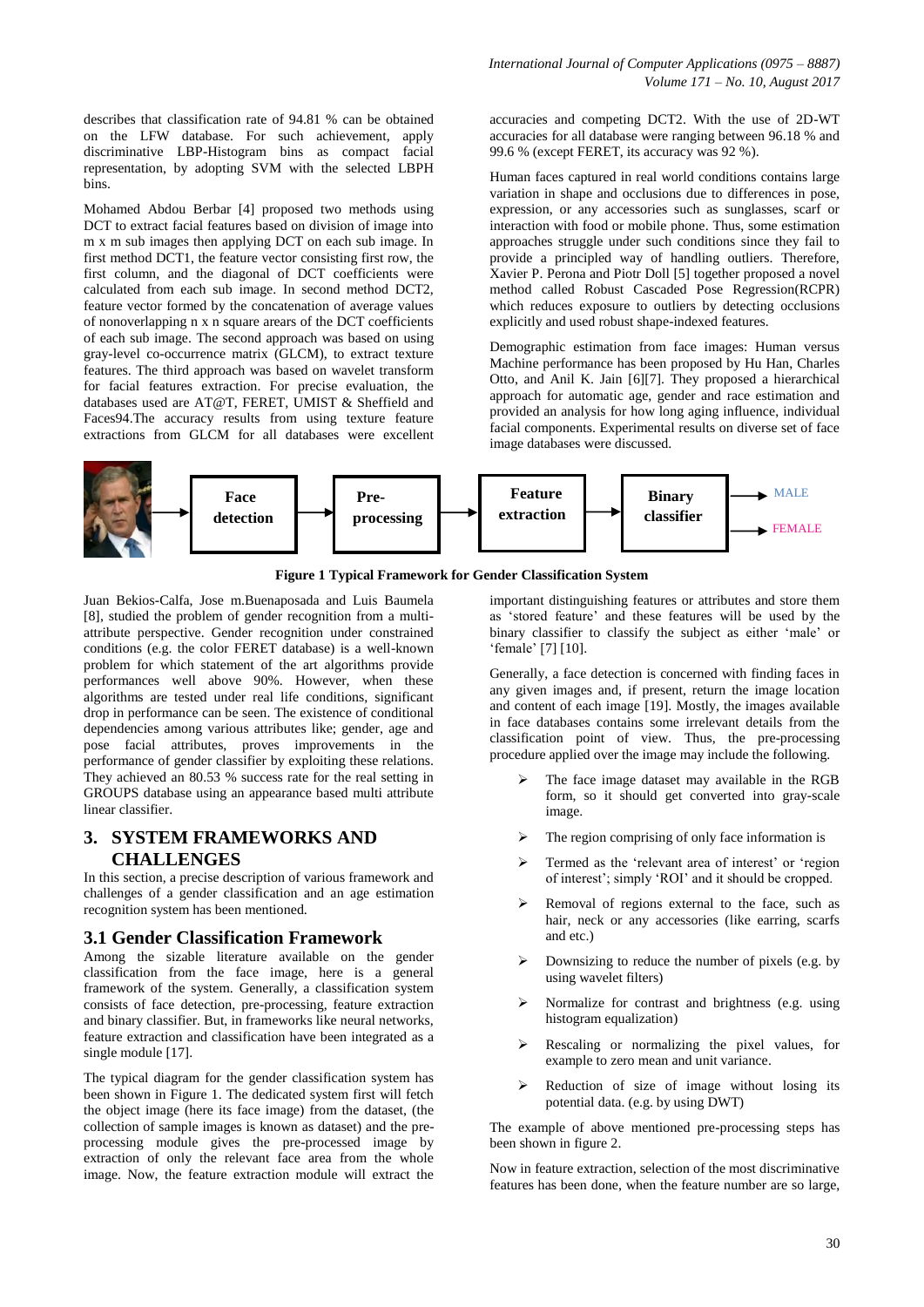describes that classification rate of 94.81 % can be obtained on the LFW database. For such achievement, apply discriminative LBP-Histogram bins as compact facial representation, by adopting SVM with the selected LBPH bins.

Mohamed Abdou Berbar [4] proposed two methods using DCT to extract facial features based on division of image into m x m sub images then applying DCT on each sub image. In first method DCT1, the feature vector consisting first row, the first column, and the diagonal of DCT coefficients were calculated from each sub image. In second method DCT2, feature vector formed by the concatenation of average values of nonoverlapping n x n square arears of the DCT coefficients of each sub image. The second approach was based on using gray-level co-occurrence matrix (GLCM), to extract texture features. The third approach was based on wavelet transform for facial features extraction. For precise evaluation, the databases used are AT@T, FERET, UMIST & Sheffield and Faces94.The accuracy results from using texture feature extractions from GLCM for all databases were excellent accuracies and competing DCT2. With the use of 2D-WT accuracies for all database were ranging between 96.18 % and 99.6 % (except FERET, its accuracy was 92 %).

Human faces captured in real world conditions contains large variation in shape and occlusions due to differences in pose, expression, or any accessories such as sunglasses, scarf or interaction with food or mobile phone. Thus, some estimation approaches struggle under such conditions since they fail to provide a principled way of handling outliers. Therefore, Xavier P. Perona and Piotr Doll [5] together proposed a novel method called Robust Cascaded Pose Regression(RCPR) which reduces exposure to outliers by detecting occlusions explicitly and used robust shape-indexed features.

Demographic estimation from face images: Human versus Machine performance has been proposed by Hu Han, Charles Otto, and Anil K. Jain [6][7]. They proposed a hierarchical approach for automatic age, gender and race estimation and provided an analysis for how long aging influence, individual facial components. Experimental results on diverse set of face image databases were discussed.

**Figure 1 Typical Framework for Gender Classification System**

Juan Bekios-Calfa, Jose m.Buenaposada and Luis Baumela [8], studied the problem of gender recognition from a multi-attribute perspective. Gender recognition under constrained conditions (e.g. the color FERET database) is a well-known problem for which statement of the art algorithms provide performances well above 90%. However, when these algorithms are tested under real life conditions, significant drop in performance can be seen. The existence of conditional dependencies among various attributes like; gender, age and pose facial attributes, proves improvements in the performance of gender classifier by exploiting these relations. They achieved an 80.53 % success rate for the real setting in GROUPS database using an appearance based multi attribute linear classifier.

## 3. SYSTEM FRAMEWORKS AND CHALLENGES

In this section, a precise description of various framework and challenges of a gender classification and an age estimation recognition system has been mentioned.

### 3.1 Gender Classification Framework

Among the sizable literature available on the gender classification from the face image, here is a general framework of the system. Generally, a classification system consists of face detection, pre-processing, feature extraction and binary classifier. But, in frameworks like neural networks, feature extraction and classification have been integrated as a single module [17].

The typical diagram for the gender classification system has been shown in Figure 1. The dedicated system first will fetch the object image (here its face image) from the dataset, (the collection of sample images is known as dataset) and the pre-processing module gives the pre-processed image by extraction of only the relevant face area from the whole image. Now, the feature extraction module will extract the important distinguishing features or attributes and store them as 'stored feature' and these features will be used by the binary classifier to classify the subject as either 'male' or 'female' [7] [10].

Generally, a face detection is concerned with finding faces in any given images and, if present, return the image location and content of each image [19]. Mostly, the images available in face databases contains some irrelevant details from the classification point of view. Thus, the pre-processing procedure applied over the image may include the following.

- The face image dataset may available in the RGB form, so it should get converted into gray-scale image.
- The region comprising of only face information is
- Termed as the 'relevant area of interest' or 'region of interest'; simply 'ROI' and it should be cropped.
- Removal of regions external to the face, such as hair, neck or any accessories (like earring, scarfs and etc.)
- Downsizing to reduce the number of pixels (e.g. by using wavelet filters)
- Normalize for contrast and brightness (e.g. using histogram equalization)
- Rescaling or normalizing the pixel values, for example to zero mean and unit variance.
- Reduction of size of image without losing its potential data. (e.g. by using DWT)

The example of above mentioned pre-processing steps has been shown in figure 2.

Now in feature extraction, selection of the most discriminative features has been done, when the feature number are so large,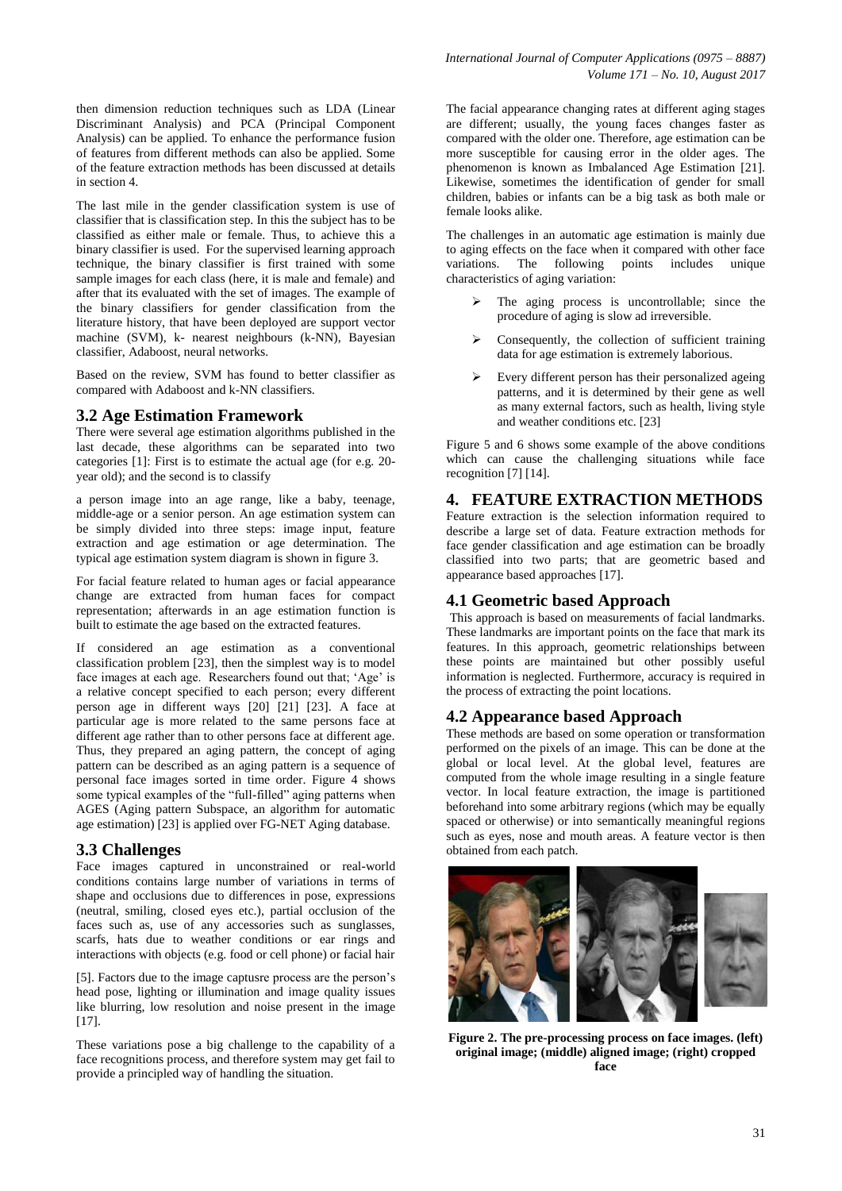then dimension reduction techniques such as LDA (Linear Discriminant Analysis) and PCA (Principal Component Analysis) can be applied. To enhance the performance fusion of features from different methods can also be applied. Some of the feature extraction methods has been discussed at details in section 4.

The last mile in the gender classification system is use of classifier that is classification step. In this the subject has to be classified as either male or female. Thus, to achieve this a binary classifier is used. For the supervised learning approach technique, the binary classifier is first trained with some sample images for each class (here, it is male and female) and after that its evaluated with the set of images. The example of the binary classifiers for gender classification from the literature history, that have been deployed are support vector machine (SVM), k- nearest neighbours (k-NN), Bayesian classifier, Adaboost, neural networks.

Based on the review, SVM has found to better classifier as compared with Adaboost and k-NN classifiers.

### 3.2 Age Estimation Framework

There were several age estimation algorithms published in the last decade, these algorithms can be separated into two categories [1]: First is to estimate the actual age (for e.g. 20-year old); and the second is to classify

a person image into an age range, like a baby, teenage, middle-age or a senior person. An age estimation system can be simply divided into three steps: image input, feature extraction and age estimation or age determination. The typical age estimation system diagram is shown in figure 3.

For facial feature related to human ages or facial appearance change are extracted from human faces for compact representation; afterwards in an age estimation function is built to estimate the age based on the extracted features.

If considered an age estimation as a conventional classification problem [23], then the simplest way is to model face images at each age. Researchers found out that; 'Age' is a relative concept specified to each person; every different person age in different ways [20] [21] [23]. A face at particular age is more related to the same persons face at different age rather than to other persons face at different age. Thus, they prepared an aging pattern, the concept of aging pattern can be described as an aging pattern is a sequence of personal face images sorted in time order. Figure 4 shows some typical examples of the "full-filled" aging patterns when AGES (Aging pattern Subspace, an algorithm for automatic age estimation) [23] is applied over FG-NET Aging database.

### 3.3 Challenges

Face images captured in unconstrained or real-world conditions contains large number of variations in terms of shape and occlusions due to differences in pose, expressions (neutral, smiling, closed eyes etc.), partial occlusion of the faces such as, use of any accessories such as sunglasses, scarfs, hats due to weather conditions or ear rings and interactions with objects (e.g. food or cell phone) or facial hair

[5]. Factors due to the image captusre process are the person's head pose, lighting or illumination and image quality issues like blurring, low resolution and noise present in the image [17].

These variations pose a big challenge to the capability of a face recognitions process, and therefore system may get fail to provide a principled way of handling the situation.

The facial appearance changing rates at different aging stages are different; usually, the young faces changes faster as compared with the older one. Therefore, age estimation can be more susceptible for causing error in the older ages. The phenomenon is known as Imbalanced Age Estimation [21]. Likewise, sometimes the identification of gender for small children, babies or infants can be a big task as both male or female looks alike.

The challenges in an automatic age estimation is mainly due to aging effects on the face when it compared with other face variations. The following points includes unique characteristics of aging variation:

- The aging process is uncontrollable; since the procedure of aging is slow ad irreversible.
- Consequently, the collection of sufficient training data for age estimation is extremely laborious.
- Every different person has their personalized ageing patterns, and it is determined by their gene as well as many external factors, such as health, living style and weather conditions etc. [23]

Figure 5 and 6 shows some example of the above conditions which can cause the challenging situations while face recognition [7] [14].

## 4. FEATURE EXTRACTION METHODS

Feature extraction is the selection information required to describe a large set of data. Feature extraction methods for face gender classification and age estimation can be broadly classified into two parts; that are geometric based and appearance based approaches [17].

### 4.1 Geometric based Approach

This approach is based on measurements of facial landmarks. These landmarks are important points on the face that mark its features. In this approach, geometric relationships between these points are maintained but other possibly useful information is neglected. Furthermore, accuracy is required in the process of extracting the point locations.

### 4.2 Appearance based Approach

These methods are based on some operation or transformation performed on the pixels of an image. This can be done at the global or local level. At the global level, features are computed from the whole image resulting in a single feature vector. In local feature extraction, the image is partitioned beforehand into some arbitrary regions (which may be equally spaced or otherwise) or into semantically meaningful regions such as eyes, nose and mouth areas. A feature vector is then obtained from each patch.

**Figure 2. The pre-processing process on face images. (left) original image; (middle) aligned image; (right) cropped face**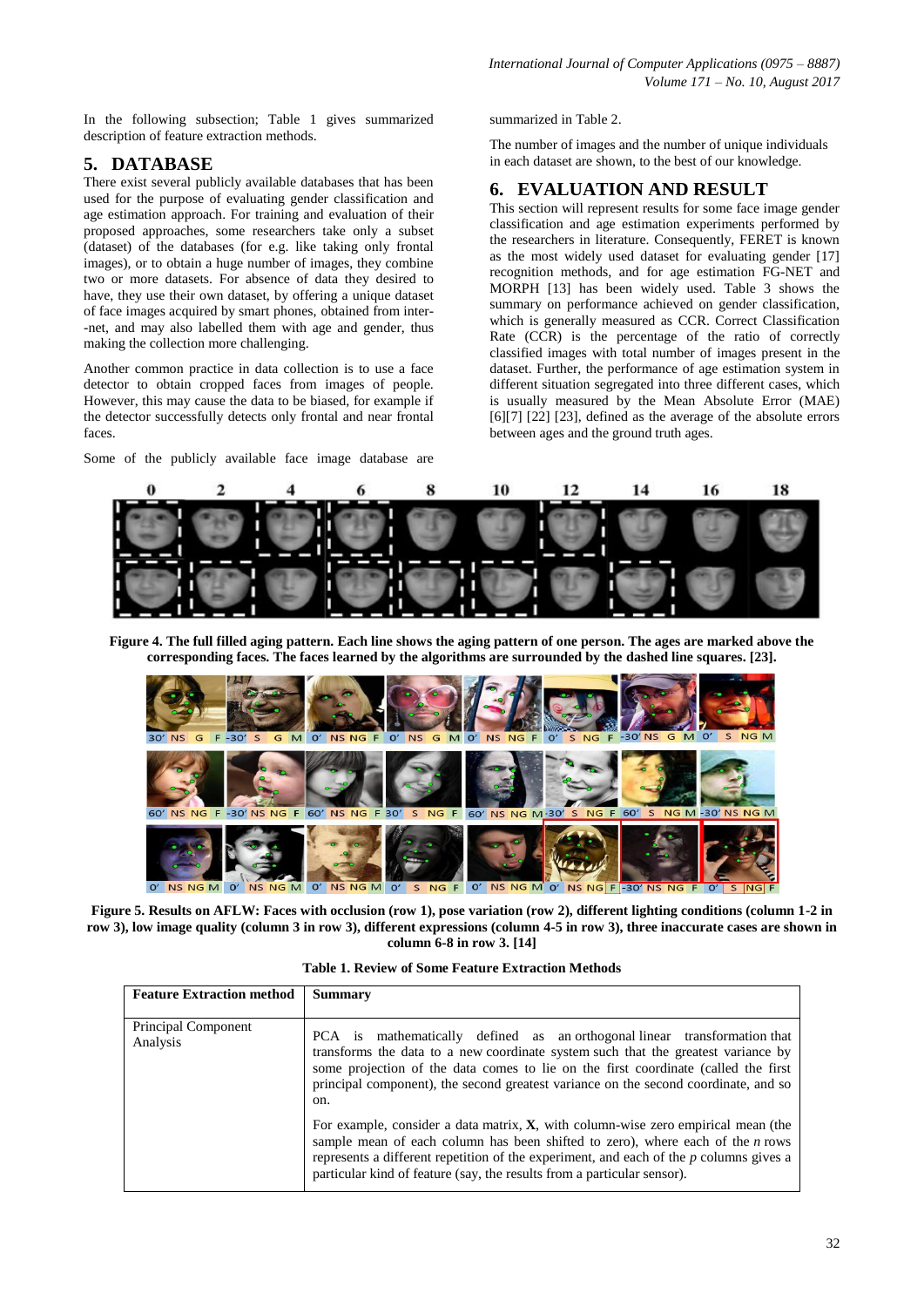In the following subsection; Table 1 gives summarized description of feature extraction methods.

## 5. DATABASE

There exist several publicly available databases that has been used for the purpose of evaluating gender classification and age estimation approach. For training and evaluation of their proposed approaches, some researchers take only a subset (dataset) of the databases (for e.g. like taking only frontal images), or to obtain a huge number of images, they combine two or more datasets. For absence of data they desired to have, they use their own dataset, by offering a unique dataset of face images acquired by smart phones, obtained from inter--net, and may also labelled them with age and gender, thus making the collection more challenging.

Another common practice in data collection is to use a face detector to obtain cropped faces from images of people. However, this may cause the data to be biased, for example if the detector successfully detects only frontal and near frontal faces.

Some of the publicly available face image database are summarized in Table 2.

The number of images and the number of unique individuals in each dataset are shown, to the best of our knowledge.

## 6. EVALUATION AND RESULT

This section will represent results for some face image gender classification and age estimation experiments performed by the researchers in literature. Consequently, FERET is known as the most widely used dataset for evaluating gender [17] recognition methods, and for age estimation FG-NET and MORPH [13] has been widely used. Table 3 shows the summary on performance achieved on gender classification, which is generally measured as CCR. Correct Classification Rate (CCR) is the percentage of the ratio of correctly classified images with total number of images present in the dataset. Further, the performance of age estimation system in different situation segregated into three different cases, which is usually measured by the Mean Absolute Error (MAE) [6][7] [22] [23], defined as the average of the absolute errors between ages and the ground truth ages.

**Figure 4. The full filled aging pattern. Each line shows the aging pattern of one person. The ages are marked above the corresponding faces. The faces learned by the algorithms are surrounded by the dashed line squares. [23].**

**Figure 5. Results on AFLW: Faces with occlusion (row 1), pose variation (row 2), different lighting conditions (column 1-2 in row 3), low image quality (column 3 in row 3), different expressions (column 4-5 in row 3), three inaccurate cases are shown in column 6-8 in row 3. [14]**

**Table 1. Review of Some Feature Extraction Methods**

| Feature Extraction method | Summary |
|---|---|
| Principal Component Analysis | PCA is mathematically defined as an orthogonal linear transformation that transforms the data to a new coordinate system such that the greatest variance by some projection of the data comes to lie on the first coordinate (called the first principal component), the second greatest variance on the second coordinate, and so on. <br><br> For example, consider a data matrix, **X**, with column-wise zero empirical mean (the sample mean of each column has been shifted to zero), where each of the *n* rows represents a different repetition of the experiment, and each of the *p* columns gives a particular kind of feature (say, the results from a particular sensor). |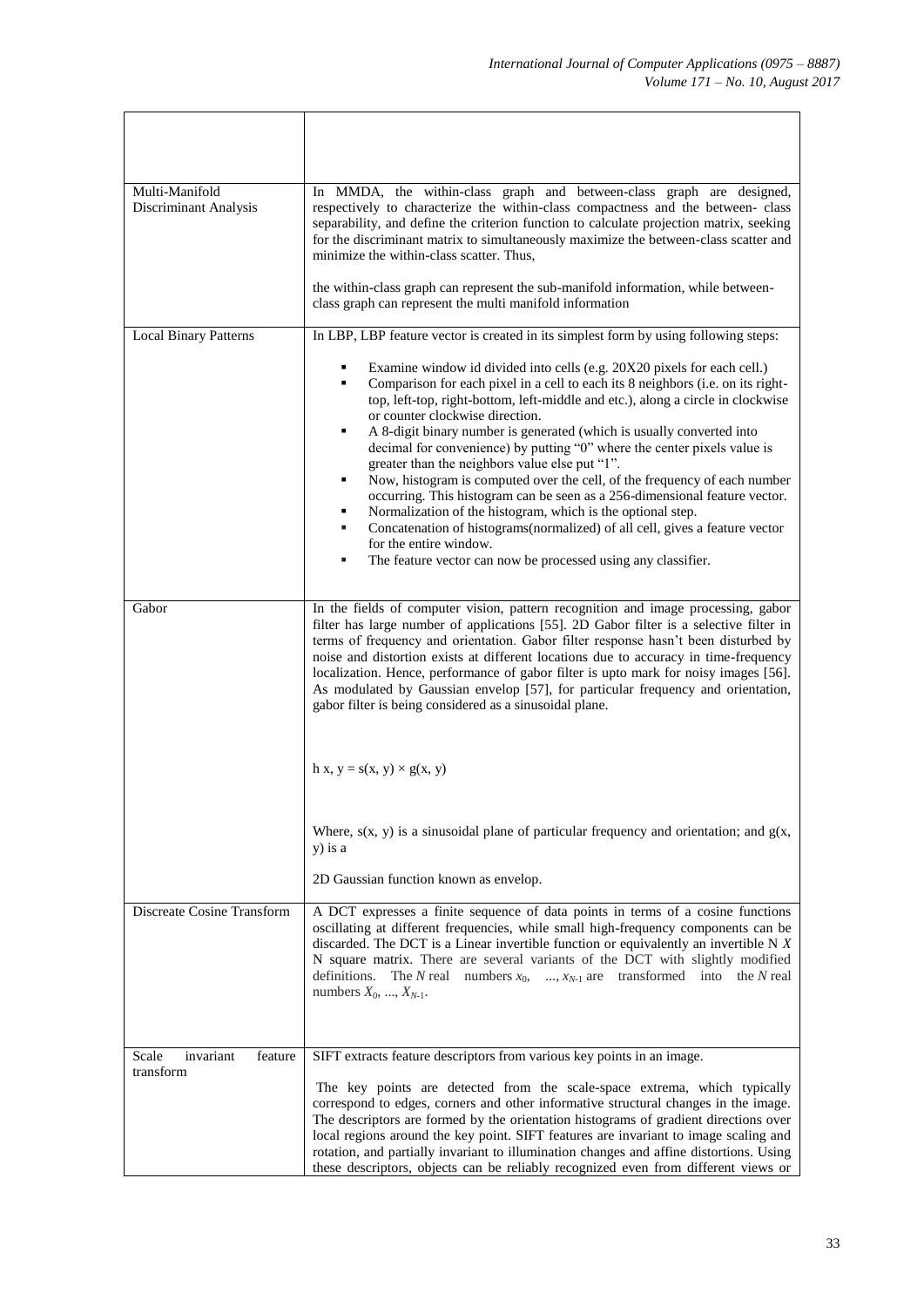| | |
|---|---|
| | |
| Multi-Manifold Discriminant Analysis | In MMDA, the within-class graph and between-class graph are designed, respectively to characterize the within-class compactness and the between- class separability, and define the criterion function to calculate projection matrix, seeking for the discriminant matrix to simultaneously maximize the between-class scatter and minimize the within-class scatter. Thus,<br><br>the within-class graph can represent the sub-manifold information, while between-class graph can represent the multi manifold information |
| Local Binary Patterns | In LBP, LBP feature vector is created in its simplest form by using following steps:<br><br>▪ Examine window id divided into cells (e.g. 20X20 pixels for each cell.)<br>▪ Comparison for each pixel in a cell to each its 8 neighbors (i.e. on its right-top, left-top, right-bottom, left-middle and etc.), along a circle in clockwise or counter clockwise direction.<br>▪ A 8-digit binary number is generated (which is usually converted into decimal for convenience) by putting "0" where the center pixels value is greater than the neighbors value else put "1".<br>▪ Now, histogram is computed over the cell, of the frequency of each number occurring. This histogram can be seen as a 256-dimensional feature vector.<br>▪ Normalization of the histogram, which is the optional step.<br>▪ Concatenation of histograms(normalized) of all cell, gives a feature vector for the entire window.<br>▪ The feature vector can now be processed using any classifier. |
| Gabor | In the fields of computer vision, pattern recognition and image processing, gabor filter has large number of applications [55]. 2D Gabor filter is a selective filter in terms of frequency and orientation. Gabor filter response hasn't been disturbed by noise and distortion exists at different locations due to accuracy in time-frequency localization. Hence, performance of gabor filter is upto mark for noisy images [56]. As modulated by Gaussian envelop [57], for particular frequency and orientation, gabor filter is being considered as a sinusoidal plane.<br><br>$h\ x, y = s(x, y) \times g(x, y)$<br><br>Where, s(x, y) is a sinusoidal plane of particular frequency and orientation; and g(x, y) is a<br><br>2D Gaussian function known as envelop. |
| Discreate Cosine Transform | A DCT expresses a finite sequence of data points in terms of a cosine functions oscillating at different frequencies, while small high-frequency components can be discarded. The DCT is a Linear invertible function or equivalently an invertible N *X* N square matrix. There are several variants of the DCT with slightly modified definitions. The *N* real numbers $x_0, \ldots, x_{N-1}$ are transformed into the *N* real numbers $X_0, \ldots, X_{N-1}$. |
| Scale invariant feature transform | SIFT extracts feature descriptors from various key points in an image.<br><br>The key points are detected from the scale-space extrema, which typically correspond to edges, corners and other informative structural changes in the image. The descriptors are formed by the orientation histograms of gradient directions over local regions around the key point. SIFT features are invariant to image scaling and rotation, and partially invariant to illumination changes and affine distortions. Using these descriptors, objects can be reliably recognized even from different views or |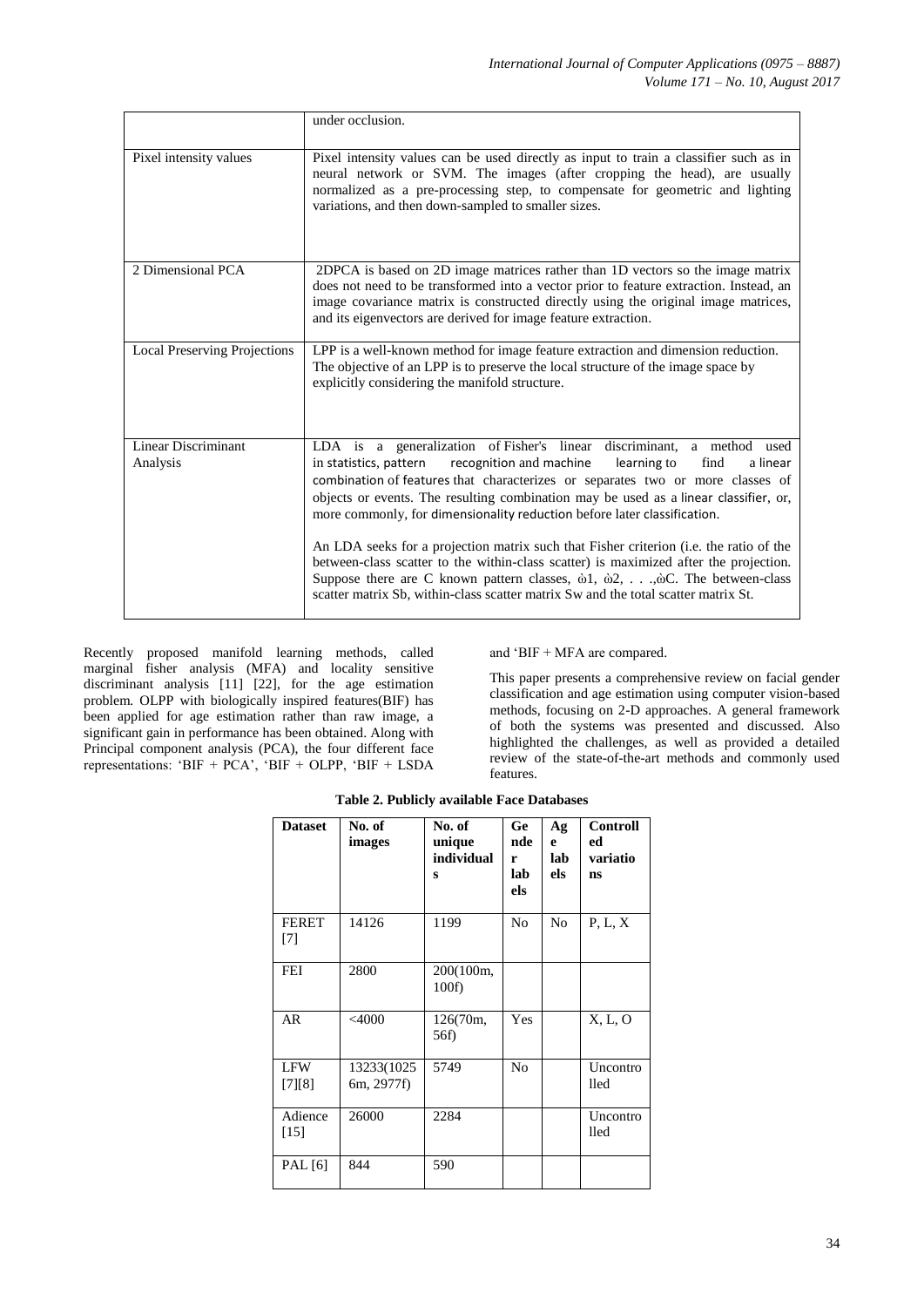|  | under occlusion. |
| --- | --- |
| Pixel intensity values | Pixel intensity values can be used directly as input to train a classifier such as in neural network or SVM. The images (after cropping the head), are usually normalized as a pre-processing step, to compensate for geometric and lighting variations, and then down-sampled to smaller sizes. |
| 2 Dimensional PCA | 2DPCA is based on 2D image matrices rather than 1D vectors so the image matrix does not need to be transformed into a vector prior to feature extraction. Instead, an image covariance matrix is constructed directly using the original image matrices, and its eigenvectors are derived for image feature extraction. |
| Local Preserving Projections | LPP is a well-known method for image feature extraction and dimension reduction. The objective of an LPP is to preserve the local structure of the image space by explicitly considering the manifold structure. |
| Linear Discriminant Analysis | LDA is a generalization of Fisher's linear discriminant, a method used in statistics, pattern recognition and machine learning to find a linear combination of features that characterizes or separates two or more classes of objects or events. The resulting combination may be used as a linear classifier, or, more commonly, for dimensionality reduction before later classification.<br><br>An LDA seeks for a projection matrix such that Fisher criterion (i.e. the ratio of the between-class scatter to the within-class scatter) is maximized after the projection. Suppose there are C known pattern classes, ὼ1, ὼ2, . . .,ὼC. The between-class scatter matrix Sb, within-class scatter matrix Sw and the total scatter matrix St. |

Recently proposed manifold learning methods, called marginal fisher analysis (MFA) and locality sensitive discriminant analysis [11] [22], for the age estimation problem. OLPP with biologically inspired features(BIF) has been applied for age estimation rather than raw image, a significant gain in performance has been obtained. Along with Principal component analysis (PCA), the four different face representations: 'BIF + PCA', 'BIF + OLPP, 'BIF + LSDA and 'BIF + MFA are compared.

This paper presents a comprehensive review on facial gender classification and age estimation using computer vision-based methods, focusing on 2-D approaches. A general framework of both the systems was presented and discussed. Also highlighted the challenges, as well as provided a detailed review of the state-of-the-art methods and commonly used features.

**Table 2. Publicly available Face Databases**

| Dataset | No. of images | No. of unique individuals | Gender labels | Age labels | Controlled variations |
| --- | --- | --- | --- | --- | --- |
| FERET [7] | 14126 | 1199 | No | No | P, L, X |
| FEI | 2800 | 200(100m, 100f) |  |  |  |
| AR | <4000 | 126(70m, 56f) | Yes |  | X, L, O |
| LFW [7][8] | 13233(10256m, 2977f) | 5749 | No |  | Uncontrolled |
| Adience [15] | 26000 | 2284 |  |  | Uncontrolled |
| PAL [6] | 844 | 590 |  |  |  |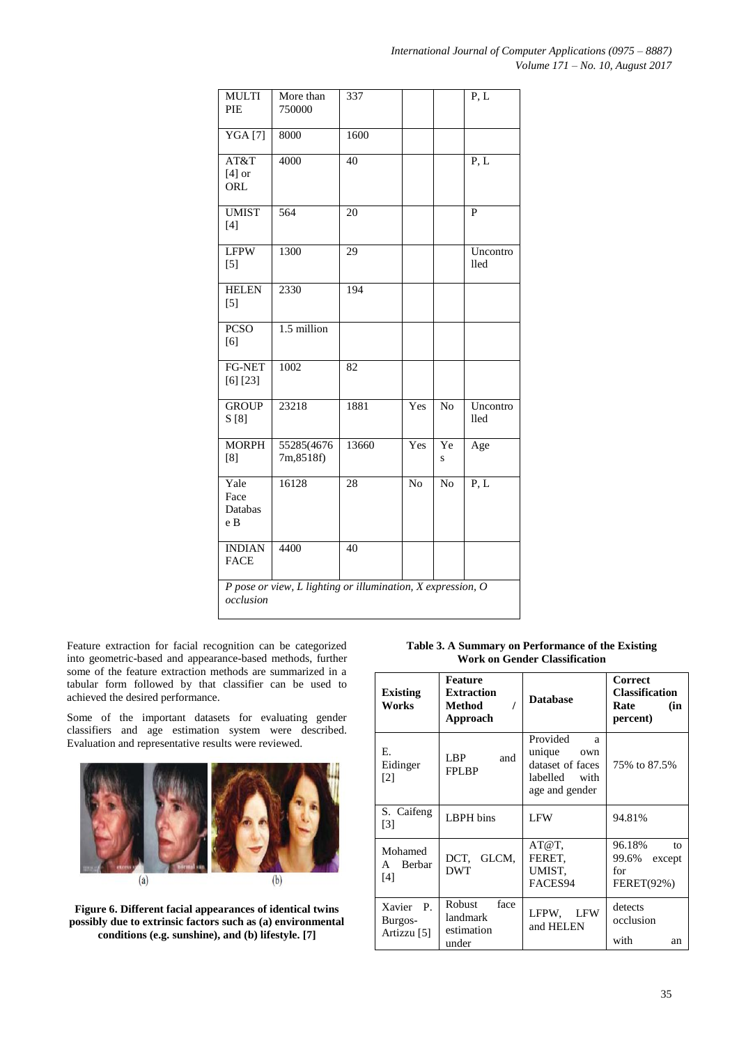| MULTI PIE | More than 750000 | 337 | | | P, L |
|---|---|---|---|---|---|
| YGA [7] | 8000 | 1600 | | | |
| AT&T [4] or ORL | 4000 | 40 | | | P, L |
| UMIST [4] | 564 | 20 | | | P |
| LFPW [5] | 1300 | 29 | | | Uncontrolled |
| HELEN [5] | 2330 | 194 | | | |
| PCSO [6] | 1.5 million | | | | |
| FG-NET [6] [23] | 1002 | 82 | | | |
| GROUPS [8] | 23218 | 1881 | Yes | No | Uncontrolled |
| MORPH [8] | 55285(46767m,8518f) | 13660 | Yes | Yes | Age |
| Yale Face Database B | 16128 | 28 | No | No | P, L |
| INDIAN FACE | 4400 | 40 | | | |

*P pose or view, L lighting or illumination, X expression, O occlusion*

Feature extraction for facial recognition can be categorized into geometric-based and appearance-based methods, further some of the feature extraction methods are summarized in a tabular form followed by that classifier can be used to achieved the desired performance.

Some of the important datasets for evaluating gender classifiers and age estimation system were described. Evaluation and representative results were reviewed.

**Figure 6. Different facial appearances of identical twins possibly due to extrinsic factors such as (a) environmental conditions (e.g. sunshine), and (b) lifestyle. [7]**

**Table 3. A Summary on Performance of the Existing Work on Gender Classification**

| Existing Works | Feature Extraction Method / Approach | Database | Correct Classification Rate (in percent) |
|---|---|---|---|
| E. Eidinger [2] | LBP and FPLBP | Provided a unique own dataset of faces labelled with age and gender | 75% to 87.5% |
| S. Caifeng [3] | LBPH bins | LFW | 94.81% |
| Mohamed A Berbar [4] | DCT, GLCM, DWT | AT@T, FERET, UMIST, FACES94 | 96.18% to 99.6% except for FERET(92%) |
| Xavier P. Burgos-Artizzu [5] | Robust face landmark estimation under | LFPW, LFW and HELEN | detects occlusion with an |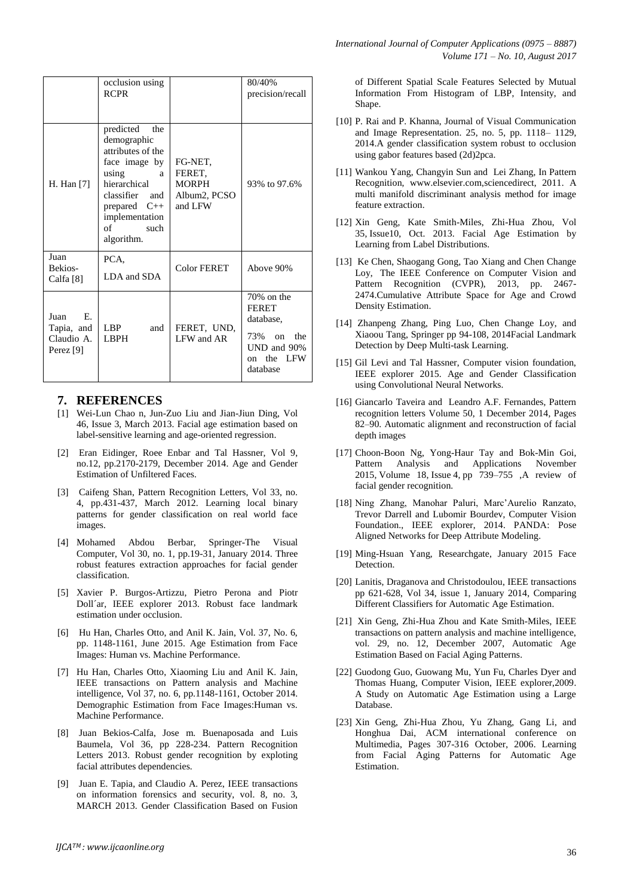| | | | |
|---|---|---|---|
| | occlusion using RCPR | | 80/40% precision/recall |
| H. Han [7] | predicted the demographic attributes of the face image by using a hierarchical classifier and prepared C++ implementation of such algorithm. | FG-NET, FERET, MORPH Album2, PCSO and LFW | 93% to 97.6% |
| Juan Bekios-Calfa [8] | PCA, LDA and SDA | Color FERET | Above 90% |
| Juan E. Tapia, and Claudio A. Perez [9] | LBP and LBPH | FERET, UND, LFW and AR | 70% on the FERET database, 73% on the UND and 90% on the LFW database |

## 7. REFERENCES

[1] Wei-Lun Chao n, Jun-Zuo Liu and Jian-Jiun Ding, Vol 46, Issue 3, March 2013. Facial age estimation based on label-sensitive learning and age-oriented regression.

[2] Eran Eidinger, Roee Enbar and Tal Hassner, Vol 9, no.12, pp.2170-2179, December 2014. Age and Gender Estimation of Unfiltered Faces.

[3] Caifeng Shan, Pattern Recognition Letters, Vol 33, no. 4, pp.431-437, March 2012. Learning local binary patterns for gender classification on real world face images.

[4] Mohamed Abdou Berbar, Springer-The Visual Computer, Vol 30, no. 1, pp.19-31, January 2014. Three robust features extraction approaches for facial gender classification.

[5] Xavier P. Burgos-Artizzu, Pietro Perona and Piotr Doll´ar, IEEE explorer 2013. Robust face landmark estimation under occlusion.

[6] Hu Han, Charles Otto, and Anil K. Jain, Vol. 37, No. 6, pp. 1148-1161, June 2015. Age Estimation from Face Images: Human vs. Machine Performance.

[7] Hu Han, Charles Otto, Xiaoming Liu and Anil K. Jain, IEEE transactions on Pattern analysis and Machine intelligence, Vol 37, no. 6, pp.1148-1161, October 2014. Demographic Estimation from Face Images:Human vs. Machine Performance.

[8] Juan Bekios-Calfa, Jose m. Buenaposada and Luis Baumela, Vol 36, pp 228-234. Pattern Recognition Letters 2013. Robust gender recognition by exploting facial attributes dependencies.

[9] Juan E. Tapia, and Claudio A. Perez, IEEE transactions on information forensics and security, vol. 8, no. 3, MARCH 2013. Gender Classification Based on Fusion of Different Spatial Scale Features Selected by Mutual Information From Histogram of LBP, Intensity, and Shape.

[10] P. Rai and P. Khanna, Journal of Visual Communication and Image Representation. 25, no. 5, pp. 1118– 1129, 2014.A gender classification system robust to occlusion using gabor features based (2d)2pca.

[11] Wankou Yang, Changyin Sun and Lei Zhang, In Pattern Recognition, www.elsevier.com,sciencedirect, 2011. A multi manifold discriminant analysis method for image feature extraction.

[12] Xin Geng, Kate Smith-Miles, Zhi-Hua Zhou, Vol 35, Issue10, Oct. 2013. Facial Age Estimation by Learning from Label Distributions.

[13] Ke Chen, Shaogang Gong, Tao Xiang and Chen Change Loy, The IEEE Conference on Computer Vision and Pattern Recognition (CVPR), 2013, pp. 2467-2474.Cumulative Attribute Space for Age and Crowd Density Estimation.

[14] Zhanpeng Zhang, Ping Luo, Chen Change Loy, and Xiaoou Tang, Springer pp 94-108, 2014Facial Landmark Detection by Deep Multi-task Learning.

[15] Gil Levi and Tal Hassner, Computer vision foundation, IEEE explorer 2015. Age and Gender Classification using Convolutional Neural Networks.

[16] Giancarlo Taveira and Leandro A.F. Fernandes, Pattern recognition letters Volume 50, 1 December 2014, Pages 82–90. Automatic alignment and reconstruction of facial depth images

[17] Choon-Boon Ng, Yong-Haur Tay and Bok-Min Goi, Pattern Analysis and Applications November 2015, Volume 18, Issue 4, pp 739–755 ,A review of facial gender recognition.

[18] Ning Zhang, Manohar Paluri, Marc'Aurelio Ranzato, Trevor Darrell and Lubomir Bourdev, Computer Vision Foundation., IEEE explorer, 2014. PANDA: Pose Aligned Networks for Deep Attribute Modeling.

[19] Ming-Hsuan Yang, Researchgate, January 2015 Face Detection.

[20] Lanitis, Draganova and Christodoulou, IEEE transactions pp 621-628, Vol 34, issue 1, January 2014, Comparing Different Classifiers for Automatic Age Estimation.

[21] Xin Geng, Zhi-Hua Zhou and Kate Smith-Miles, IEEE transactions on pattern analysis and machine intelligence, vol. 29, no. 12, December 2007, Automatic Age Estimation Based on Facial Aging Patterns.

[22] Guodong Guo, Guowang Mu, Yun Fu, Charles Dyer and Thomas Huang, Computer Vision, IEEE explorer,2009. A Study on Automatic Age Estimation using a Large Database.

[23] Xin Geng, Zhi-Hua Zhou, Yu Zhang, Gang Li, and Honghua Dai, ACM international conference on Multimedia, Pages 307-316 October, 2006. Learning from Facial Aging Patterns for Automatic Age Estimation.